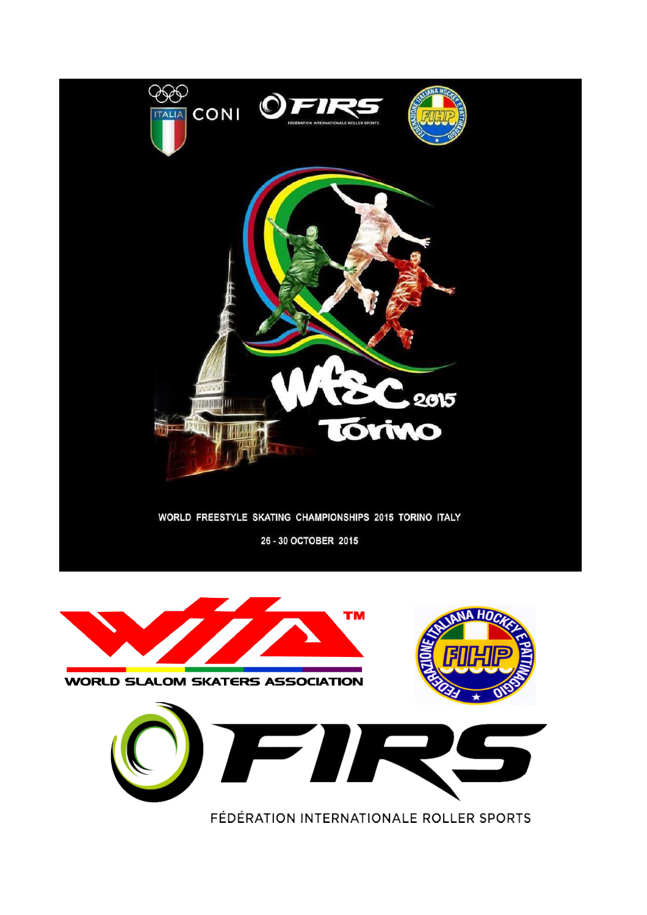ITALIA CONI

FIRS FÉDÉRATION INTERNATIONALE ROLLER SPORTS

FEDERAZIONE ITALIANA HOCKEY E PATTINAGGIO FIHP

WFSC 2015 Torino

WORLD FREESTYLE SKATING CHAMPIONSHIPS 2015 TORINO ITALY

26 - 30 OCTOBER 2015

WSSA™ WORLD SLALOM SKATERS ASSOCIATION

FEDERAZIONE ITALIANA HOCKEY E PATTINAGGIO FIHP

FIRS

FÉDÉRATION INTERNATIONALE ROLLER SPORTS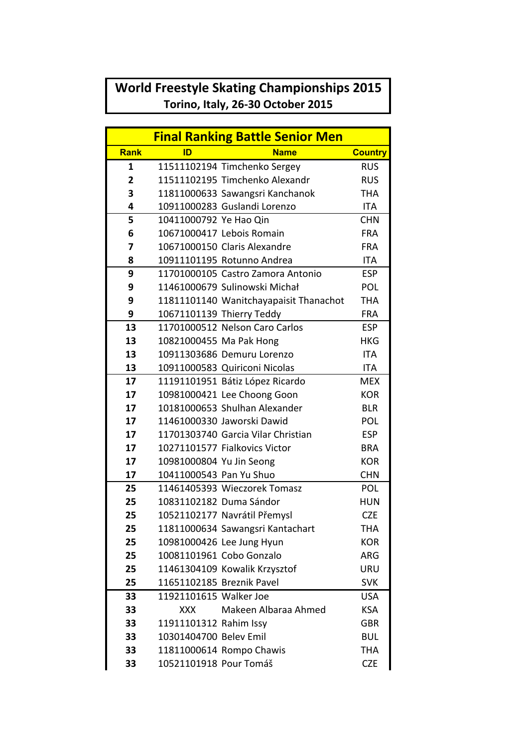# World Freestyle Skating Championships 2015

## Torino, Italy, 26-30 October 2015

## Final Ranking Battle Senior Men

| Rank | ID | Name | Country |
|---|---|---|---|
| 1 | 11511102194 | Timchenko Sergey | RUS |
| 2 | 11511102195 | Timchenko Alexandr | RUS |
| 3 | 11811000633 | Sawangsri Kanchanok | THA |
| 4 | 10911000283 | Guslandi Lorenzo | ITA |
| 5 | 10411000792 | Ye Hao Qin | CHN |
| 6 | 10671000417 | Lebois Romain | FRA |
| 7 | 10671000150 | Claris Alexandre | FRA |
| 8 | 10911101195 | Rotunno Andrea | ITA |
| 9 | 11701000105 | Castro Zamora Antonio | ESP |
| 9 | 11461000679 | Sulinowski Michał | POL |
| 9 | 11811101140 | Wanitchayapaisit Thanachot | THA |
| 9 | 10671101139 | Thierry Teddy | FRA |
| 13 | 11701000512 | Nelson Caro Carlos | ESP |
| 13 | 10821000455 | Ma Pak Hong | HKG |
| 13 | 10911303686 | Demuru Lorenzo | ITA |
| 13 | 10911000583 | Quiriconi Nicolas | ITA |
| 17 | 11191101951 | Bátiz López Ricardo | MEX |
| 17 | 10981000421 | Lee Choong Goon | KOR |
| 17 | 10181000653 | Shulhan Alexander | BLR |
| 17 | 11461000330 | Jaworski Dawid | POL |
| 17 | 11701303740 | Garcia Vilar Christian | ESP |
| 17 | 10271101577 | Fialkovics Victor | BRA |
| 17 | 10981000804 | Yu Jin Seong | KOR |
| 17 | 10411000543 | Pan Yu Shuo | CHN |
| 25 | 11461405393 | Wieczorek Tomasz | POL |
| 25 | 10831102182 | Duma Sándor | HUN |
| 25 | 10521102177 | Navrátil Přemysl | CZE |
| 25 | 11811000634 | Sawangsri Kantachart | THA |
| 25 | 10981000426 | Lee Jung Hyun | KOR |
| 25 | 10081101961 | Cobo Gonzalo | ARG |
| 25 | 11461304109 | Kowalik Krzysztof | URU |
| 25 | 11651102185 | Breznik Pavel | SVK |
| 33 | 11921101615 | Walker Joe | USA |
| 33 | XXX | Makeen Albaraa Ahmed | KSA |
| 33 | 11911101312 | Rahim Issy | GBR |
| 33 | 10301404700 | Belev Emil | BUL |
| 33 | 11811000614 | Rompo Chawis | THA |
| 33 | 10521101918 | Pour Tomáš | CZE |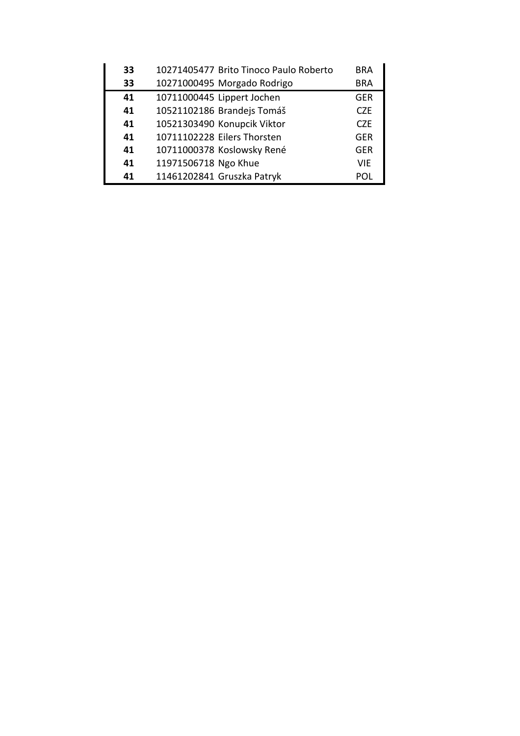| | | | |
|---|---|---|---|
| **33** | 10271405477 | Brito Tinoco Paulo Roberto | BRA |
| **33** | 10271000495 | Morgado Rodrigo | BRA |
| **41** | 10711000445 | Lippert Jochen | GER |
| **41** | 10521102186 | Brandejs Tomáš | CZE |
| **41** | 10521303490 | Konupcik Viktor | CZE |
| **41** | 10711102228 | Eilers Thorsten | GER |
| **41** | 10711000378 | Koslowsky René | GER |
| **41** | 11971506718 | Ngo Khue | VIE |
| **41** | 11461202841 | Gruszka Patryk | POL |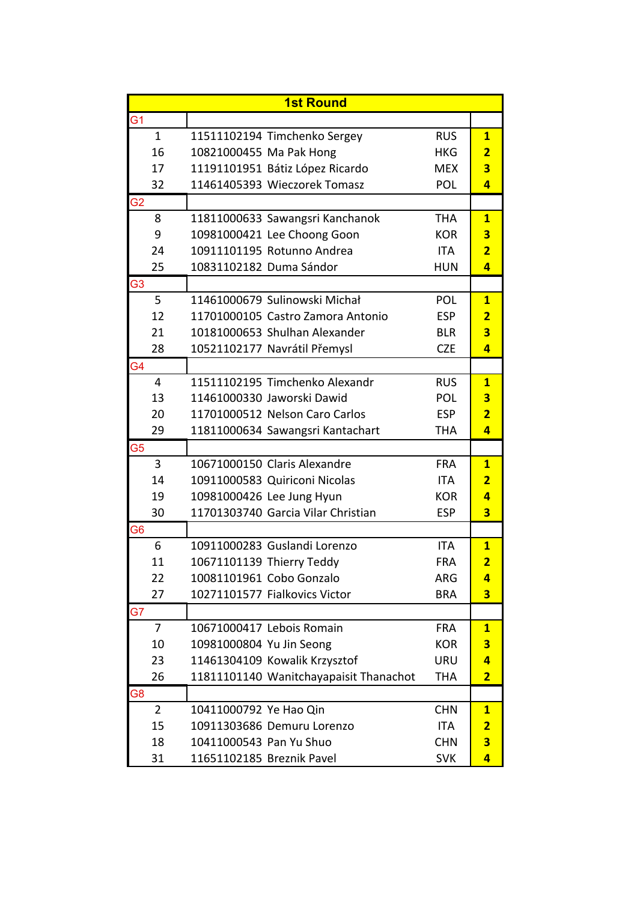| 1st Round | | | | |
|---|---|---|---|---|
| G1 | | | | |
| 1 | 11511102194 | Timchenko Sergey | RUS | **1** |
| 16 | 10821000455 | Ma Pak Hong | HKG | **2** |
| 17 | 11191101951 | Bátiz López Ricardo | MEX | **3** |
| 32 | 11461405393 | Wieczorek Tomasz | POL | **4** |
| G2 | | | | |
| 8 | 11811000633 | Sawangsri Kanchanok | THA | **1** |
| 9 | 10981000421 | Lee Choong Goon | KOR | **3** |
| 24 | 10911101195 | Rotunno Andrea | ITA | **2** |
| 25 | 10831102182 | Duma Sándor | HUN | **4** |
| G3 | | | | |
| 5 | 11461000679 | Sulinowski Michał | POL | **1** |
| 12 | 11701000105 | Castro Zamora Antonio | ESP | **2** |
| 21 | 10181000653 | Shulhan Alexander | BLR | **3** |
| 28 | 10521102177 | Navrátil Přemysl | CZE | **4** |
| G4 | | | | |
| 4 | 11511102195 | Timchenko Alexandr | RUS | **1** |
| 13 | 11461000330 | Jaworski Dawid | POL | **3** |
| 20 | 11701000512 | Nelson Caro Carlos | ESP | **2** |
| 29 | 11811000634 | Sawangsri Kantachart | THA | **4** |
| G5 | | | | |
| 3 | 10671000150 | Claris Alexandre | FRA | **1** |
| 14 | 10911000583 | Quiriconi Nicolas | ITA | **2** |
| 19 | 10981000426 | Lee Jung Hyun | KOR | **4** |
| 30 | 11701303740 | Garcia Vilar Christian | ESP | **3** |
| G6 | | | | |
| 6 | 10911000283 | Guslandi Lorenzo | ITA | **1** |
| 11 | 10671101139 | Thierry Teddy | FRA | **2** |
| 22 | 10081101961 | Cobo Gonzalo | ARG | **4** |
| 27 | 10271101577 | Fialkovics Victor | BRA | **3** |
| G7 | | | | |
| 7 | 10671000417 | Lebois Romain | FRA | **1** |
| 10 | 10981000804 | Yu Jin Seong | KOR | **3** |
| 23 | 11461304109 | Kowalik Krzysztof | URU | **4** |
| 26 | 11811101140 | Wanitchayapaisit Thanachot | THA | **2** |
| G8 | | | | |
| 2 | 10411000792 | Ye Hao Qin | CHN | **1** |
| 15 | 10911303686 | Demuru Lorenzo | ITA | **2** |
| 18 | 10411000543 | Pan Yu Shuo | CHN | **3** |
| 31 | 11651102185 | Breznik Pavel | SVK | **4** |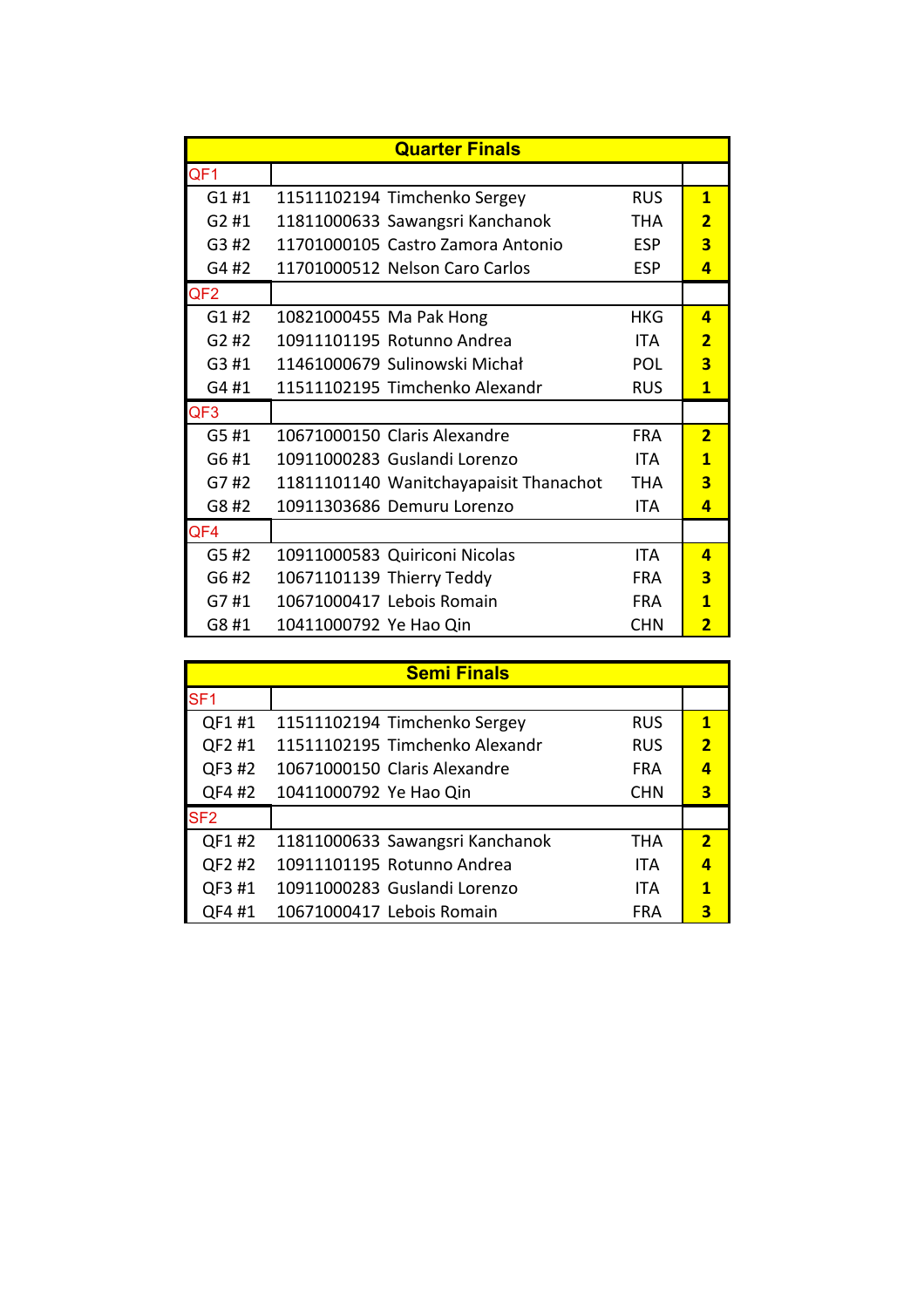## Quarter Finals

| | | | | |
|---|---|---|---|---|
| QF1 | | | | |
| G1 #1 | 11511102194 | Timchenko Sergey | RUS | **1** |
| G2 #1 | 11811000633 | Sawangsri Kanchanok | THA | **2** |
| G3 #2 | 11701000105 | Castro Zamora Antonio | ESP | **3** |
| G4 #2 | 11701000512 | Nelson Caro Carlos | ESP | **4** |
| QF2 | | | | |
| G1 #2 | 10821000455 | Ma Pak Hong | HKG | **4** |
| G2 #2 | 10911101195 | Rotunno Andrea | ITA | **2** |
| G3 #1 | 11461000679 | Sulinowski Michał | POL | **3** |
| G4 #1 | 11511102195 | Timchenko Alexandr | RUS | **1** |
| QF3 | | | | |
| G5 #1 | 10671000150 | Claris Alexandre | FRA | **2** |
| G6 #1 | 10911000283 | Guslandi Lorenzo | ITA | **1** |
| G7 #2 | 11811101140 | Wanitchayapaisit Thanachot | THA | **3** |
| G8 #2 | 10911303686 | Demuru Lorenzo | ITA | **4** |
| QF4 | | | | |
| G5 #2 | 10911000583 | Quiriconi Nicolas | ITA | **4** |
| G6 #2 | 10671101139 | Thierry Teddy | FRA | **3** |
| G7 #1 | 10671000417 | Lebois Romain | FRA | **1** |
| G8 #1 | 10411000792 | Ye Hao Qin | CHN | **2** |

## Semi Finals

| | | | | |
|---|---|---|---|---|
| SF1 | | | | |
| QF1 #1 | 11511102194 | Timchenko Sergey | RUS | **1** |
| QF2 #1 | 11511102195 | Timchenko Alexandr | RUS | **2** |
| QF3 #2 | 10671000150 | Claris Alexandre | FRA | **4** |
| QF4 #2 | 10411000792 | Ye Hao Qin | CHN | **3** |
| SF2 | | | | |
| QF1 #2 | 11811000633 | Sawangsri Kanchanok | THA | **2** |
| QF2 #2 | 10911101195 | Rotunno Andrea | ITA | **4** |
| QF3 #1 | 10911000283 | Guslandi Lorenzo | ITA | **1** |
| QF4 #1 | 10671000417 | Lebois Romain | FRA | **3** |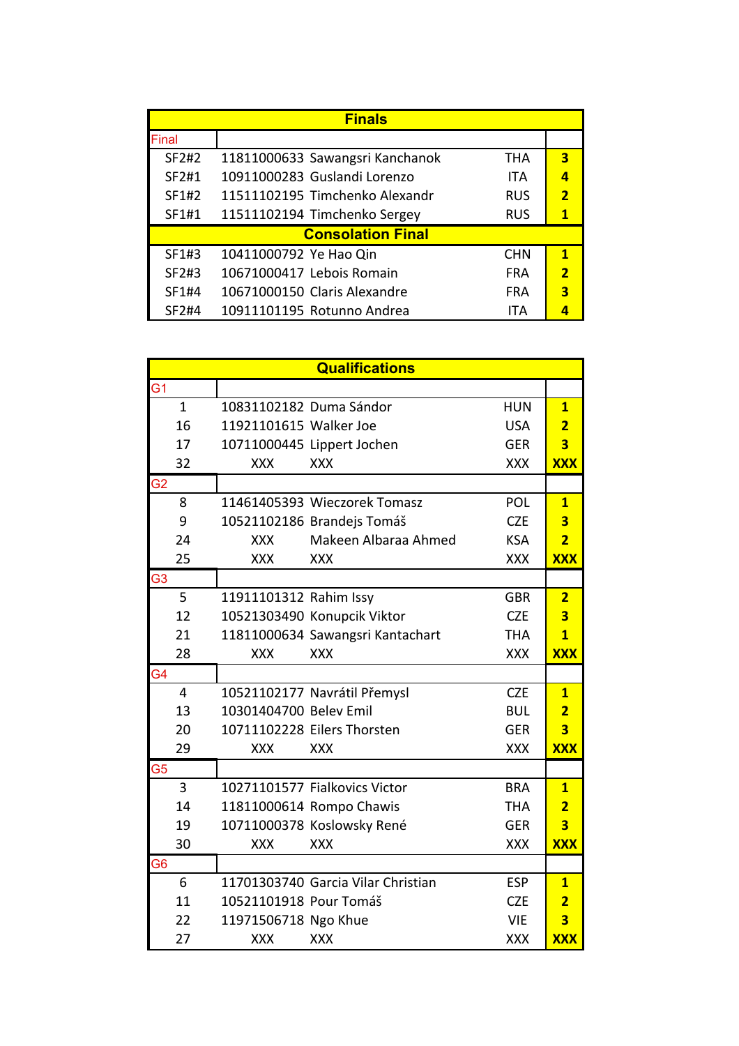| Finals | | | | |
|---|---|---|---|---|
| Final | | | | |
| SF2#2 | 11811000633 | Sawangsri Kanchanok | THA | **3** |
| SF2#1 | 10911000283 | Guslandi Lorenzo | ITA | **4** |
| SF1#2 | 11511102195 | Timchenko Alexandr | RUS | **2** |
| SF1#1 | 11511102194 | Timchenko Sergey | RUS | **1** |
| **Consolation Final** | | | | |
| SF1#3 | 10411000792 | Ye Hao Qin | CHN | **1** |
| SF2#3 | 10671000417 | Lebois Romain | FRA | **2** |
| SF1#4 | 10671000150 | Claris Alexandre | FRA | **3** |
| SF2#4 | 10911101195 | Rotunno Andrea | ITA | **4** |

| Qualifications | | | | |
|---|---|---|---|---|
| G1 | | | | |
| 1 | 10831102182 | Duma Sándor | HUN | **1** |
| 16 | 11921101615 | Walker Joe | USA | **2** |
| 17 | 10711000445 | Lippert Jochen | GER | **3** |
| 32 | XXX | XXX | XXX | **XXX** |
| G2 | | | | |
| 8 | 11461405393 | Wieczorek Tomasz | POL | **1** |
| 9 | 10521102186 | Brandejs Tomáš | CZE | **3** |
| 24 | XXX | Makeen Albaraa Ahmed | KSA | **2** |
| 25 | XXX | XXX | XXX | **XXX** |
| G3 | | | | |
| 5 | 11911101312 | Rahim Issy | GBR | **2** |
| 12 | 10521303490 | Konupcik Viktor | CZE | **3** |
| 21 | 11811000634 | Sawangsri Kantachart | THA | **1** |
| 28 | XXX | XXX | XXX | **XXX** |
| G4 | | | | |
| 4 | 10521102177 | Navrátil Přemysl | CZE | **1** |
| 13 | 10301404700 | Belev Emil | BUL | **2** |
| 20 | 10711102228 | Eilers Thorsten | GER | **3** |
| 29 | XXX | XXX | XXX | **XXX** |
| G5 | | | | |
| 3 | 10271101577 | Fialkovics Victor | BRA | **1** |
| 14 | 11811000614 | Rompo Chawis | THA | **2** |
| 19 | 10711000378 | Koslowsky René | GER | **3** |
| 30 | XXX | XXX | XXX | **XXX** |
| G6 | | | | |
| 6 | 11701303740 | Garcia Vilar Christian | ESP | **1** |
| 11 | 10521101918 | Pour Tomáš | CZE | **2** |
| 22 | 11971506718 | Ngo Khue | VIE | **3** |
| 27 | XXX | XXX | XXX | **XXX** |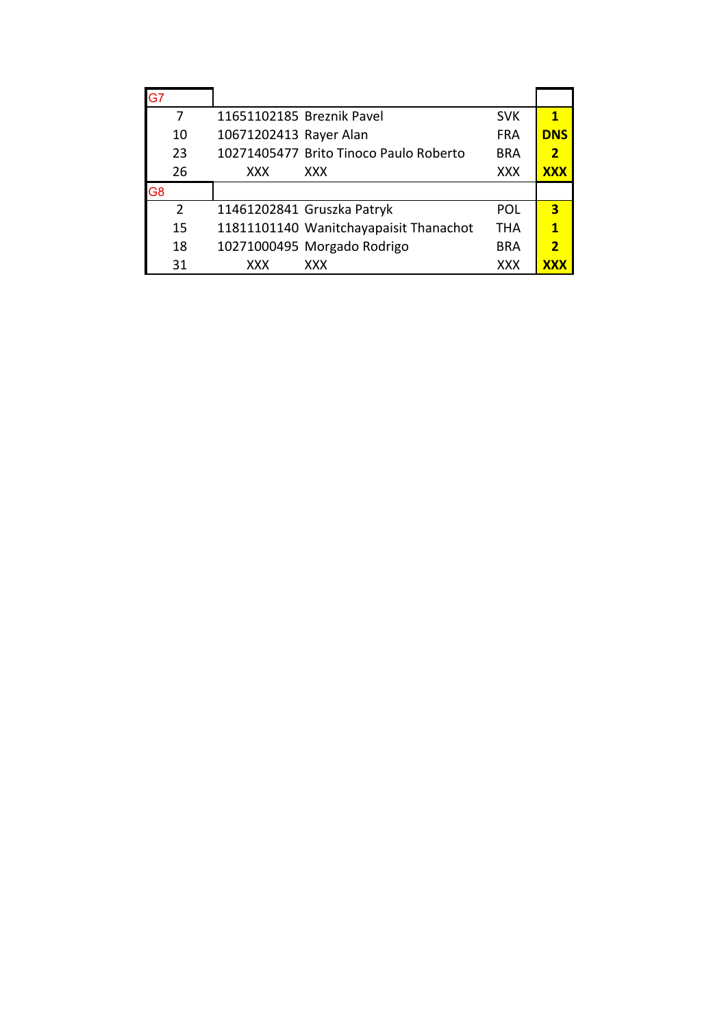| | | | | |
|---|---|---|---|---|
| G7 | | | | |
| 7 | 11651102185 | Breznik Pavel | SVK | **1** |
| 10 | 10671202413 | Rayer Alan | FRA | **DNS** |
| 23 | 10271405477 | Brito Tinoco Paulo Roberto | BRA | **2** |
| 26 | XXX | XXX | XXX | **XXX** |
| G8 | | | | |
| 2 | 11461202841 | Gruszka Patryk | POL | **3** |
| 15 | 11811101140 | Wanitchayapaisit Thanachot | THA | **1** |
| 18 | 10271000495 | Morgado Rodrigo | BRA | **2** |
| 31 | XXX | XXX | XXX | **XXX** |